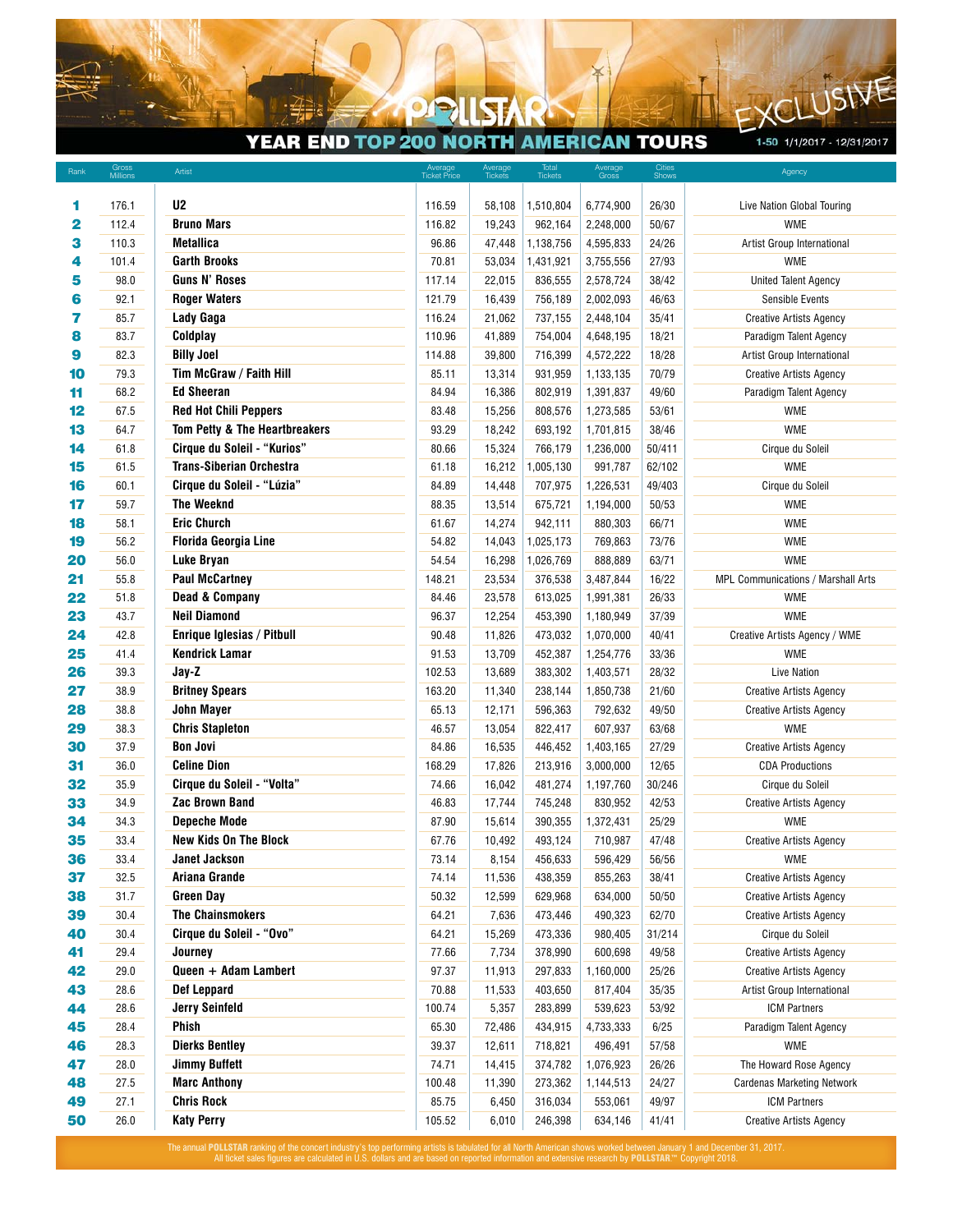# POLLSTAR 2017 EXCLUSIVE

## YEAR END TOP 200 NORTH AMERICAN TOURS

1-50 1/1/2017 - 12/31/2017

| Rank | Gross Millions | Artist | Average Ticket Price | Average Tickets | Total Tickets | Average Gross | Cities Shows | Agency |
|---|---|---|---|---|---|---|---|---|
| 1 | 176.1 | U2 | 116.59 | 58,108 | 1,510,804 | 6,774,900 | 26/30 | Live Nation Global Touring |
| 2 | 112.4 | Bruno Mars | 116.82 | 19,243 | 962,164 | 2,248,000 | 50/67 | WME |
| 3 | 110.3 | Metallica | 96.86 | 47,448 | 1,138,756 | 4,595,833 | 24/26 | Artist Group International |
| 4 | 101.4 | Garth Brooks | 70.81 | 53,034 | 1,431,921 | 3,755,556 | 27/93 | WME |
| 5 | 98.0 | Guns N' Roses | 117.14 | 22,015 | 836,555 | 2,578,724 | 38/42 | United Talent Agency |
| 6 | 92.1 | Roger Waters | 121.79 | 16,439 | 756,189 | 2,002,093 | 46/63 | Sensible Events |
| 7 | 85.7 | Lady Gaga | 116.24 | 21,062 | 737,155 | 2,448,104 | 35/41 | Creative Artists Agency |
| 8 | 83.7 | Coldplay | 110.96 | 41,889 | 754,004 | 4,648,195 | 18/21 | Paradigm Talent Agency |
| 9 | 82.3 | Billy Joel | 114.88 | 39,800 | 716,399 | 4,572,222 | 18/28 | Artist Group International |
| 10 | 79.3 | Tim McGraw / Faith Hill | 85.11 | 13,314 | 931,959 | 1,133,135 | 70/79 | Creative Artists Agency |
| 11 | 68.2 | Ed Sheeran | 84.94 | 16,386 | 802,919 | 1,391,837 | 49/60 | Paradigm Talent Agency |
| 12 | 67.5 | Red Hot Chili Peppers | 83.48 | 15,256 | 808,576 | 1,273,585 | 53/61 | WME |
| 13 | 64.7 | Tom Petty & The Heartbreakers | 93.29 | 18,242 | 693,192 | 1,701,815 | 38/46 | WME |
| 14 | 61.8 | Cirque du Soleil - "Kurios" | 80.66 | 15,324 | 766,179 | 1,236,000 | 50/411 | Cirque du Soleil |
| 15 | 61.5 | Trans-Siberian Orchestra | 61.18 | 16,212 | 1,005,130 | 991,787 | 62/102 | WME |
| 16 | 60.1 | Cirque du Soleil - "Lúzia" | 84.89 | 14,448 | 707,975 | 1,226,531 | 49/403 | Cirque du Soleil |
| 17 | 59.7 | The Weeknd | 88.35 | 13,514 | 675,721 | 1,194,000 | 50/53 | WME |
| 18 | 58.1 | Eric Church | 61.67 | 14,274 | 942,111 | 880,303 | 66/71 | WME |
| 19 | 56.2 | Florida Georgia Line | 54.82 | 14,043 | 1,025,173 | 769,863 | 73/76 | WME |
| 20 | 56.0 | Luke Bryan | 54.54 | 16,298 | 1,026,769 | 888,889 | 63/71 | WME |
| 21 | 55.8 | Paul McCartney | 148.21 | 23,534 | 376,538 | 3,487,844 | 16/22 | MPL Communications / Marshall Arts |
| 22 | 51.8 | Dead & Company | 84.46 | 23,578 | 613,025 | 1,991,381 | 26/33 | WME |
| 23 | 43.7 | Neil Diamond | 96.37 | 12,254 | 453,390 | 1,180,949 | 37/39 | WME |
| 24 | 42.8 | Enrique Iglesias / Pitbull | 90.48 | 11,826 | 473,032 | 1,070,000 | 40/41 | Creative Artists Agency / WME |
| 25 | 41.4 | Kendrick Lamar | 91.53 | 13,709 | 452,387 | 1,254,776 | 33/36 | WME |
| 26 | 39.3 | Jay-Z | 102.53 | 13,689 | 383,302 | 1,403,571 | 28/32 | Live Nation |
| 27 | 38.9 | Britney Spears | 163.20 | 11,340 | 238,144 | 1,850,738 | 21/60 | Creative Artists Agency |
| 28 | 38.8 | John Mayer | 65.13 | 12,171 | 596,363 | 792,632 | 49/50 | Creative Artists Agency |
| 29 | 38.3 | Chris Stapleton | 46.57 | 13,054 | 822,417 | 607,937 | 63/68 | WME |
| 30 | 37.9 | Bon Jovi | 84.86 | 16,535 | 446,452 | 1,403,165 | 27/29 | Creative Artists Agency |
| 31 | 36.0 | Celine Dion | 168.29 | 17,826 | 213,916 | 3,000,000 | 12/65 | CDA Productions |
| 32 | 35.9 | Cirque du Soleil - "Volta" | 74.66 | 16,042 | 481,274 | 1,197,760 | 30/246 | Cirque du Soleil |
| 33 | 34.9 | Zac Brown Band | 46.83 | 17,744 | 745,248 | 830,952 | 42/53 | Creative Artists Agency |
| 34 | 34.3 | Depeche Mode | 87.90 | 15,614 | 390,355 | 1,372,431 | 25/29 | WME |
| 35 | 33.4 | New Kids On The Block | 67.76 | 10,492 | 493,124 | 710,987 | 47/48 | Creative Artists Agency |
| 36 | 33.4 | Janet Jackson | 73.14 | 8,154 | 456,633 | 596,429 | 56/56 | WME |
| 37 | 32.5 | Ariana Grande | 74.14 | 11,536 | 438,359 | 855,263 | 38/41 | Creative Artists Agency |
| 38 | 31.7 | Green Day | 50.32 | 12,599 | 629,968 | 634,000 | 50/50 | Creative Artists Agency |
| 39 | 30.4 | The Chainsmokers | 64.21 | 7,636 | 473,446 | 490,323 | 62/70 | Creative Artists Agency |
| 40 | 30.4 | Cirque du Soleil - "Ovo" | 64.21 | 15,269 | 473,336 | 980,405 | 31/214 | Cirque du Soleil |
| 41 | 29.4 | Journey | 77.66 | 7,734 | 378,990 | 600,698 | 49/58 | Creative Artists Agency |
| 42 | 29.0 | Queen + Adam Lambert | 97.37 | 11,913 | 297,833 | 1,160,000 | 25/26 | Creative Artists Agency |
| 43 | 28.6 | Def Leppard | 70.88 | 11,533 | 403,650 | 817,404 | 35/35 | Artist Group International |
| 44 | 28.6 | Jerry Seinfeld | 100.74 | 5,357 | 283,899 | 539,623 | 53/92 | ICM Partners |
| 45 | 28.4 | Phish | 65.30 | 72,486 | 434,915 | 4,733,333 | 6/25 | Paradigm Talent Agency |
| 46 | 28.3 | Dierks Bentley | 39.37 | 12,611 | 718,821 | 496,491 | 57/58 | WME |
| 47 | 28.0 | Jimmy Buffett | 74.71 | 14,415 | 374,782 | 1,076,923 | 26/26 | The Howard Rose Agency |
| 48 | 27.5 | Marc Anthony | 100.48 | 11,390 | 273,362 | 1,144,513 | 24/27 | Cardenas Marketing Network |
| 49 | 27.1 | Chris Rock | 85.75 | 6,450 | 316,034 | 553,061 | 49/97 | ICM Partners |
| 50 | 26.0 | Katy Perry | 105.52 | 6,010 | 246,398 | 634,146 | 41/41 | Creative Artists Agency |

The annual **POLLSTAR** ranking of the concert industry's top performing artists is tabulated for all North American shows worked between January 1 and December 31, 2017. All ticket sales figures are calculated in U.S. dollars and are based on reported information and extensive research by **POLLSTAR™** Copyright 2018.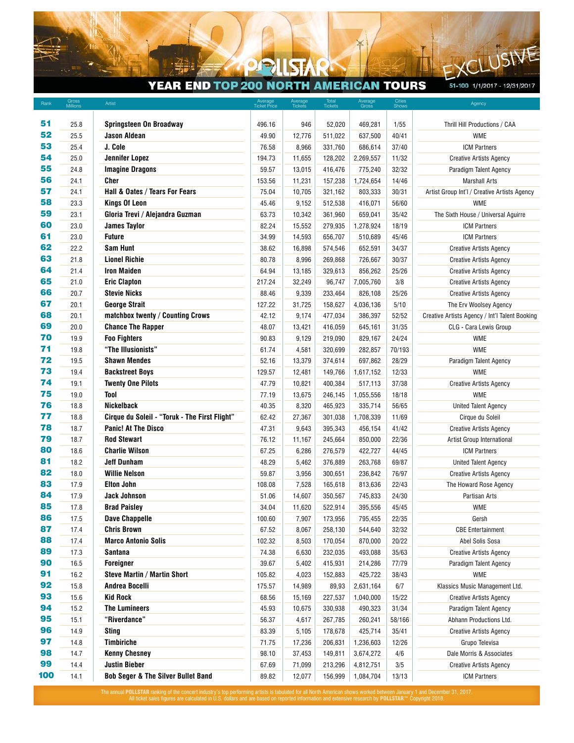# 2017 POLLSTAR EXCLUSIVE

## YEAR END TOP 200 NORTH AMERICAN TOURS

51-100 1/1/2017 - 12/31/2017

| Rank | Gross Millions | Artist | Average Ticket Price | Average Tickets | Total Tickets | Average Gross | Cities Shows | Agency |
|---|---|---|---|---|---|---|---|---|
| 51 | 25.8 | Springsteen On Broadway | 496.16 | 946 | 52,020 | 469,281 | 1/55 | Thrill Hill Productions / CAA |
| 52 | 25.5 | Jason Aldean | 49.90 | 12,776 | 511,022 | 637,500 | 40/41 | WME |
| 53 | 25.4 | J. Cole | 76.58 | 8,966 | 331,760 | 686,614 | 37/40 | ICM Partners |
| 54 | 25.0 | Jennifer Lopez | 194.73 | 11,655 | 128,202 | 2,269,557 | 11/32 | Creative Artists Agency |
| 55 | 24.8 | Imagine Dragons | 59.57 | 13,015 | 416,476 | 775,240 | 32/32 | Paradigm Talent Agency |
| 56 | 24.1 | Cher | 153.56 | 11,231 | 157,238 | 1,724,654 | 14/46 | Marshall Arts |
| 57 | 24.1 | Hall & Oates / Tears For Fears | 75.04 | 10,705 | 321,162 | 803,333 | 30/31 | Artist Group Int'l / Creative Artists Agency |
| 58 | 23.3 | Kings Of Leon | 45.46 | 9,152 | 512,538 | 416,071 | 56/60 | WME |
| 59 | 23.1 | Gloria Trevi / Alejandra Guzman | 63.73 | 10,342 | 361,960 | 659,041 | 35/42 | The Sixth House / Universal Aguirre |
| 60 | 23.0 | James Taylor | 82.24 | 15,552 | 279,935 | 1,278,924 | 18/19 | ICM Partners |
| 61 | 23.0 | Future | 34.99 | 14,593 | 656,707 | 510,689 | 45/46 | ICM Partners |
| 62 | 22.2 | Sam Hunt | 38.62 | 16,898 | 574,546 | 652,591 | 34/37 | Creative Artists Agency |
| 63 | 21.8 | Lionel Richie | 80.78 | 8,996 | 269,868 | 726,667 | 30/37 | Creative Artists Agency |
| 64 | 21.4 | Iron Maiden | 64.94 | 13,185 | 329,613 | 856,262 | 25/26 | Creative Artists Agency |
| 65 | 21.0 | Eric Clapton | 217.24 | 32,249 | 96,747 | 7,005,760 | 3/8 | Creative Artists Agency |
| 66 | 20.7 | Stevie Nicks | 88.46 | 9,339 | 233,464 | 826,108 | 25/26 | Creative Artists Agency |
| 67 | 20.1 | George Strait | 127.22 | 31,725 | 158,627 | 4,036,136 | 5/10 | The Erv Woolsey Agency |
| 68 | 20.1 | matchbox twenty / Counting Crows | 42.12 | 9,174 | 477,034 | 386,397 | 52/52 | Creative Artists Agency / Int'l Talent Booking |
| 69 | 20.0 | Chance The Rapper | 48.07 | 13,421 | 416,059 | 645,161 | 31/35 | CLG - Cara Lewis Group |
| 70 | 19.9 | Foo Fighters | 90.83 | 9,129 | 219,090 | 829,167 | 24/24 | WME |
| 71 | 19.8 | "The Illusionists" | 61.74 | 4,581 | 320,699 | 282,857 | 70/193 | WME |
| 72 | 19.5 | Shawn Mendes | 52.16 | 13,379 | 374,614 | 697,862 | 28/29 | Paradigm Talent Agency |
| 73 | 19.4 | Backstreet Boys | 129.57 | 12,481 | 149,766 | 1,617,152 | 12/33 | WME |
| 74 | 19.1 | Twenty One Pilots | 47.79 | 10,821 | 400,384 | 517,113 | 37/38 | Creative Artists Agency |
| 75 | 19.0 | Tool | 77.19 | 13,675 | 246,145 | 1,055,556 | 18/18 | WME |
| 76 | 18.8 | Nickelback | 40.35 | 8,320 | 465,923 | 335,714 | 56/65 | United Talent Agency |
| 77 | 18.8 | Cirque du Soleil - "Toruk - The First Flight" | 62.42 | 27,367 | 301,038 | 1,708,339 | 11/69 | Cirque du Soleil |
| 78 | 18.7 | Panic! At The Disco | 47.31 | 9,643 | 395,343 | 456,154 | 41/42 | Creative Artists Agency |
| 79 | 18.7 | Rod Stewart | 76.12 | 11,167 | 245,664 | 850,000 | 22/36 | Artist Group International |
| 80 | 18.6 | Charlie Wilson | 67.25 | 6,286 | 276,579 | 422,727 | 44/45 | ICM Partners |
| 81 | 18.2 | Jeff Dunham | 48.29 | 5,462 | 376,889 | 263,768 | 69/87 | United Talent Agency |
| 82 | 18.0 | Willie Nelson | 59.87 | 3,956 | 300,651 | 236,842 | 76/97 | Creative Artists Agency |
| 83 | 17.9 | Elton John | 108.08 | 7,528 | 165,618 | 813,636 | 22/43 | The Howard Rose Agency |
| 84 | 17.9 | Jack Johnson | 51.06 | 14,607 | 350,567 | 745,833 | 24/30 | Partisan Arts |
| 85 | 17.8 | Brad Paisley | 34.04 | 11,620 | 522,914 | 395,556 | 45/45 | WME |
| 86 | 17.5 | Dave Chappelle | 100.60 | 7,907 | 173,956 | 795,455 | 22/35 | Gersh |
| 87 | 17.4 | Chris Brown | 67.52 | 8,067 | 258,130 | 544,640 | 32/32 | CBE Entertainment |
| 88 | 17.4 | Marco Antonio Solis | 102.32 | 8,503 | 170,054 | 870,000 | 20/22 | Abel Solis Sosa |
| 89 | 17.3 | Santana | 74.38 | 6,630 | 232,035 | 493,088 | 35/63 | Creative Artists Agency |
| 90 | 16.5 | Foreigner | 39.67 | 5,402 | 415,931 | 214,286 | 77/79 | Paradigm Talent Agency |
| 91 | 16.2 | Steve Martin / Martin Short | 105.82 | 4,023 | 152,883 | 425,722 | 38/43 | WME |
| 92 | 15.8 | Andrea Bocelli | 175.57 | 14,989 | 89,93 | 2,631,164 | 6/7 | Klassics Music Management Ltd. |
| 93 | 15.6 | Kid Rock | 68.56 | 15,169 | 227,537 | 1,040,000 | 15/22 | Creative Artists Agency |
| 94 | 15.2 | The Lumineers | 45.93 | 10,675 | 330,938 | 490,323 | 31/34 | Paradigm Talent Agency |
| 95 | 15.1 | "Riverdance" | 56.37 | 4,617 | 267,785 | 260,241 | 58/166 | Abhann Productions Ltd. |
| 96 | 14.9 | Sting | 83.39 | 5,105 | 178,678 | 425,714 | 35/41 | Creative Artists Agency |
| 97 | 14.8 | Timbiriche | 71.75 | 17,236 | 206,831 | 1,236,603 | 12/26 | Grupo Televisa |
| 98 | 14.7 | Kenny Chesney | 98.10 | 37,453 | 149,811 | 3,674,272 | 4/6 | Dale Morris & Associates |
| 99 | 14.4 | Justin Bieber | 67.69 | 71,099 | 213,296 | 4,812,751 | 3/5 | Creative Artists Agency |
| 100 | 14.1 | Bob Seger & The Silver Bullet Band | 89.82 | 12,077 | 156,999 | 1,084,704 | 13/13 | ICM Partners |

The annual **POLLSTAR** ranking of the concert industry's top performing artists is tabulated for all North American shows worked between January 1 and December 31, 2017. All ticket sales figures are calculated in U.S. dollars and are based on reported information and extensive research by **POLLSTAR™** Copyright 2018.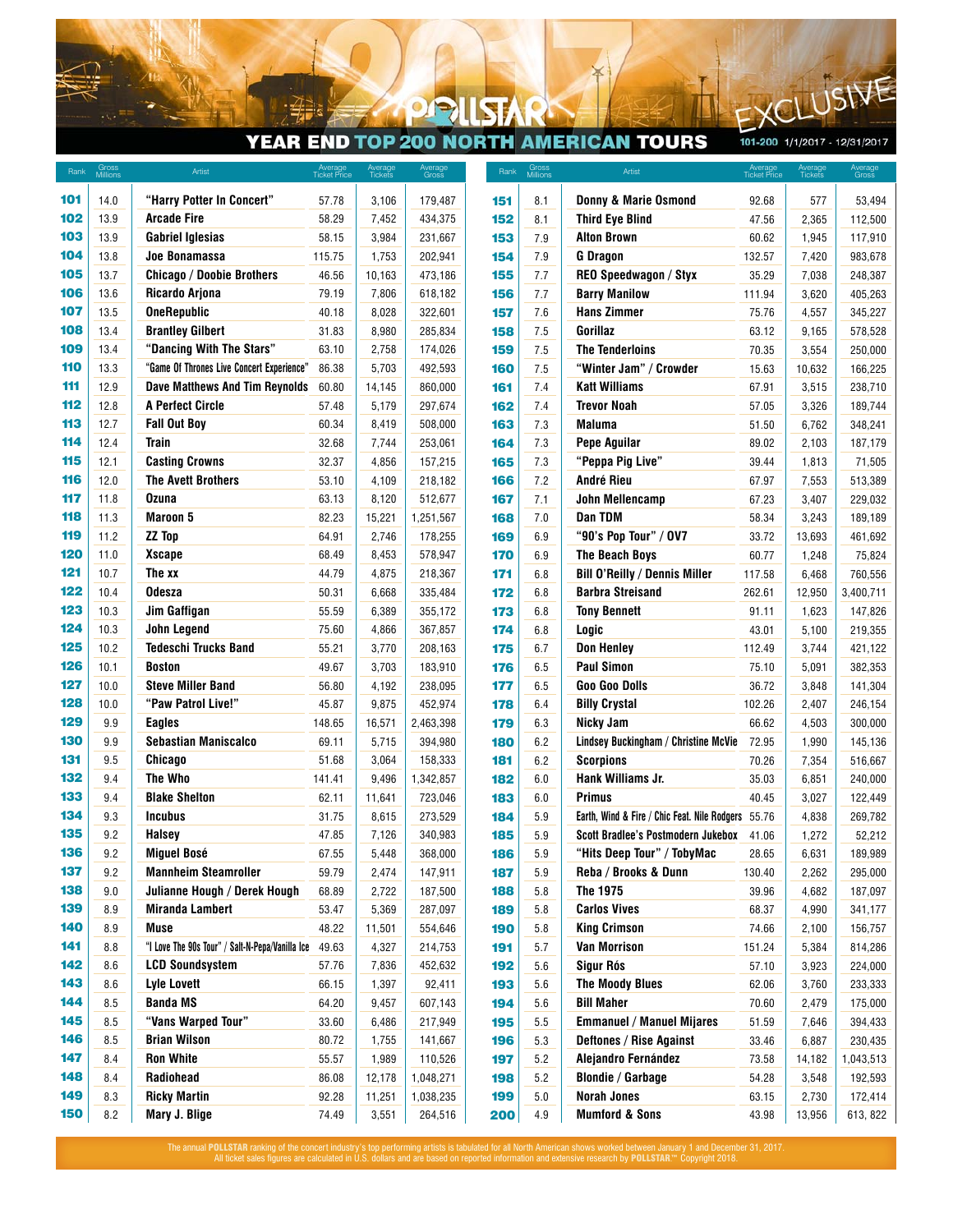# POLLSTAR

## YEAR END TOP 200 NORTH AMERICAN TOURS

2017 EXCLUSIVE

101-200 1/1/2017 - 12/31/2017

| Rank | Gross Millions | Artist | Average Ticket Price | Average Tickets | Average Gross |
|---|---|---|---|---|---|
| 101 | 14.0 | "Harry Potter In Concert" | 57.78 | 3,106 | 179,487 |
| 102 | 13.9 | Arcade Fire | 58.29 | 7,452 | 434,375 |
| 103 | 13.9 | Gabriel Iglesias | 58.15 | 3,984 | 231,667 |
| 104 | 13.8 | Joe Bonamassa | 115.75 | 1,753 | 202,941 |
| 105 | 13.7 | Chicago / Doobie Brothers | 46.56 | 10,163 | 473,186 |
| 106 | 13.6 | Ricardo Arjona | 79.19 | 7,806 | 618,182 |
| 107 | 13.5 | OneRepublic | 40.18 | 8,028 | 322,601 |
| 108 | 13.4 | Brantley Gilbert | 31.83 | 8,980 | 285,834 |
| 109 | 13.4 | "Dancing With The Stars" | 63.10 | 2,758 | 174,026 |
| 110 | 13.3 | "Game Of Thrones Live Concert Experience" | 86.38 | 5,703 | 492,593 |
| 111 | 12.9 | Dave Matthews And Tim Reynolds | 60.80 | 14,145 | 860,000 |
| 112 | 12.8 | A Perfect Circle | 57.48 | 5,179 | 297,674 |
| 113 | 12.7 | Fall Out Boy | 60.34 | 8,419 | 508,000 |
| 114 | 12.4 | Train | 32.68 | 7,744 | 253,061 |
| 115 | 12.1 | Casting Crowns | 32.37 | 4,856 | 157,215 |
| 116 | 12.0 | The Avett Brothers | 53.10 | 4,109 | 218,182 |
| 117 | 11.8 | Ozuna | 63.13 | 8,120 | 512,677 |
| 118 | 11.3 | Maroon 5 | 82.23 | 15,221 | 1,251,567 |
| 119 | 11.2 | ZZ Top | 64.91 | 2,746 | 178,255 |
| 120 | 11.0 | Xscape | 68.49 | 8,453 | 578,947 |
| 121 | 10.7 | The xx | 44.79 | 4,875 | 218,367 |
| 122 | 10.4 | Odesza | 50.31 | 6,668 | 335,484 |
| 123 | 10.3 | Jim Gaffigan | 55.59 | 6,389 | 355,172 |
| 124 | 10.3 | John Legend | 75.60 | 4,866 | 367,857 |
| 125 | 10.2 | Tedeschi Trucks Band | 55.21 | 3,770 | 208,163 |
| 126 | 10.1 | Boston | 49.67 | 3,703 | 183,910 |
| 127 | 10.0 | Steve Miller Band | 56.80 | 4,192 | 238,095 |
| 128 | 10.0 | "Paw Patrol Live!" | 45.87 | 9,875 | 452,974 |
| 129 | 9.9 | Eagles | 148.65 | 16,571 | 2,463,398 |
| 130 | 9.9 | Sebastian Maniscalco | 69.11 | 5,715 | 394,980 |
| 131 | 9.5 | Chicago | 51.68 | 3,064 | 158,333 |
| 132 | 9.4 | The Who | 141.41 | 9,496 | 1,342,857 |
| 133 | 9.4 | Blake Shelton | 62.11 | 11,641 | 723,046 |
| 134 | 9.3 | Incubus | 31.75 | 8,615 | 273,529 |
| 135 | 9.2 | Halsey | 47.85 | 7,126 | 340,983 |
| 136 | 9.2 | Miguel Bosé | 67.55 | 5,448 | 368,000 |
| 137 | 9.2 | Mannheim Steamroller | 59.79 | 2,474 | 147,911 |
| 138 | 9.0 | Julianne Hough / Derek Hough | 68.89 | 2,722 | 187,500 |
| 139 | 8.9 | Miranda Lambert | 53.47 | 5,369 | 287,097 |
| 140 | 8.9 | Muse | 48.22 | 11,501 | 554,646 |
| 141 | 8.8 | "I Love The 90s Tour" / Salt-N-Pepa/Vanilla Ice | 49.63 | 4,327 | 214,753 |
| 142 | 8.6 | LCD Soundsystem | 57.76 | 7,836 | 452,632 |
| 143 | 8.6 | Lyle Lovett | 66.15 | 1,397 | 92,411 |
| 144 | 8.5 | Banda MS | 64.20 | 9,457 | 607,143 |
| 145 | 8.5 | "Vans Warped Tour" | 33.60 | 6,486 | 217,949 |
| 146 | 8.5 | Brian Wilson | 80.72 | 1,755 | 141,667 |
| 147 | 8.4 | Ron White | 55.57 | 1,989 | 110,526 |
| 148 | 8.4 | Radiohead | 86.08 | 12,178 | 1,048,271 |
| 149 | 8.3 | Ricky Martin | 92.28 | 11,251 | 1,038,235 |
| 150 | 8.2 | Mary J. Blige | 74.49 | 3,551 | 264,516 |
| 151 | 8.1 | Donny & Marie Osmond | 92.68 | 577 | 53,494 |
| 152 | 8.1 | Third Eye Blind | 47.56 | 2,365 | 112,500 |
| 153 | 7.9 | Alton Brown | 60.62 | 1,945 | 117,910 |
| 154 | 7.9 | G Dragon | 132.57 | 7,420 | 983,678 |
| 155 | 7.7 | REO Speedwagon / Styx | 35.29 | 7,038 | 248,387 |
| 156 | 7.7 | Barry Manilow | 111.94 | 3,620 | 405,263 |
| 157 | 7.6 | Hans Zimmer | 75.76 | 4,557 | 345,227 |
| 158 | 7.5 | Gorillaz | 63.12 | 9,165 | 578,528 |
| 159 | 7.5 | The Tenderloins | 70.35 | 3,554 | 250,000 |
| 160 | 7.5 | "Winter Jam" / Crowder | 15.63 | 10,632 | 166,225 |
| 161 | 7.4 | Katt Williams | 67.91 | 3,515 | 238,710 |
| 162 | 7.4 | Trevor Noah | 57.05 | 3,326 | 189,744 |
| 163 | 7.3 | Maluma | 51.50 | 6,762 | 348,241 |
| 164 | 7.3 | Pepe Aguilar | 89.02 | 2,103 | 187,179 |
| 165 | 7.3 | "Peppa Pig Live" | 39.44 | 1,813 | 71,505 |
| 166 | 7.2 | André Rieu | 67.97 | 7,553 | 513,389 |
| 167 | 7.1 | John Mellencamp | 67.23 | 3,407 | 229,032 |
| 168 | 7.0 | Dan TDM | 58.34 | 3,243 | 189,189 |
| 169 | 6.9 | "90's Pop Tour" / OV7 | 33.72 | 13,693 | 461,692 |
| 170 | 6.9 | The Beach Boys | 60.77 | 1,248 | 75,824 |
| 171 | 6.8 | Bill O'Reilly / Dennis Miller | 117.58 | 6,468 | 760,556 |
| 172 | 6.8 | Barbra Streisand | 262.61 | 12,950 | 3,400,711 |
| 173 | 6.8 | Tony Bennett | 91.11 | 1,623 | 147,826 |
| 174 | 6.8 | Logic | 43.01 | 5,100 | 219,355 |
| 175 | 6.7 | Don Henley | 112.49 | 3,744 | 421,122 |
| 176 | 6.5 | Paul Simon | 75.10 | 5,091 | 382,353 |
| 177 | 6.5 | Goo Goo Dolls | 36.72 | 3,848 | 141,304 |
| 178 | 6.4 | Billy Crystal | 102.26 | 2,407 | 246,154 |
| 179 | 6.3 | Nicky Jam | 66.62 | 4,503 | 300,000 |
| 180 | 6.2 | Lindsey Buckingham / Christine McVie | 72.95 | 1,990 | 145,136 |
| 181 | 6.2 | Scorpions | 70.26 | 7,354 | 516,667 |
| 182 | 6.0 | Hank Williams Jr. | 35.03 | 6,851 | 240,000 |
| 183 | 6.0 | Primus | 40.45 | 3,027 | 122,449 |
| 184 | 5.9 | Earth, Wind & Fire / Chic Feat. Nile Rodgers | 55.76 | 4,838 | 269,782 |
| 185 | 5.9 | Scott Bradlee's Postmodern Jukebox | 41.06 | 1,272 | 52,212 |
| 186 | 5.9 | "Hits Deep Tour" / TobyMac | 28.65 | 6,631 | 189,989 |
| 187 | 5.9 | Reba / Brooks & Dunn | 130.40 | 2,262 | 295,000 |
| 188 | 5.8 | The 1975 | 39.96 | 4,682 | 187,097 |
| 189 | 5.8 | Carlos Vives | 68.37 | 4,990 | 341,177 |
| 190 | 5.8 | King Crimson | 74.66 | 2,100 | 156,757 |
| 191 | 5.7 | Van Morrison | 151.24 | 5,384 | 814,286 |
| 192 | 5.6 | Sigur Rós | 57.10 | 3,923 | 224,000 |
| 193 | 5.6 | The Moody Blues | 62.06 | 3,760 | 233,333 |
| 194 | 5.6 | Bill Maher | 70.60 | 2,479 | 175,000 |
| 195 | 5.5 | Emmanuel / Manuel Mijares | 51.59 | 7,646 | 394,433 |
| 196 | 5.3 | Deftones / Rise Against | 33.46 | 6,887 | 230,435 |
| 197 | 5.2 | Alejandro Fernández | 73.58 | 14,182 | 1,043,513 |
| 198 | 5.2 | Blondie / Garbage | 54.28 | 3,548 | 192,593 |
| 199 | 5.0 | Norah Jones | 63.15 | 2,730 | 172,414 |
| 200 | 4.9 | Mumford & Sons | 43.98 | 13,956 | 613, 822 |

The annual **POLLSTAR** ranking of the concert industry's top performing artists is tabulated for all North American shows worked between January 1 and December 31, 2017. All ticket sales figures are calculated in U.S. dollars and are based on reported information and extensive research by **POLLSTAR**™ Copyright 2018.